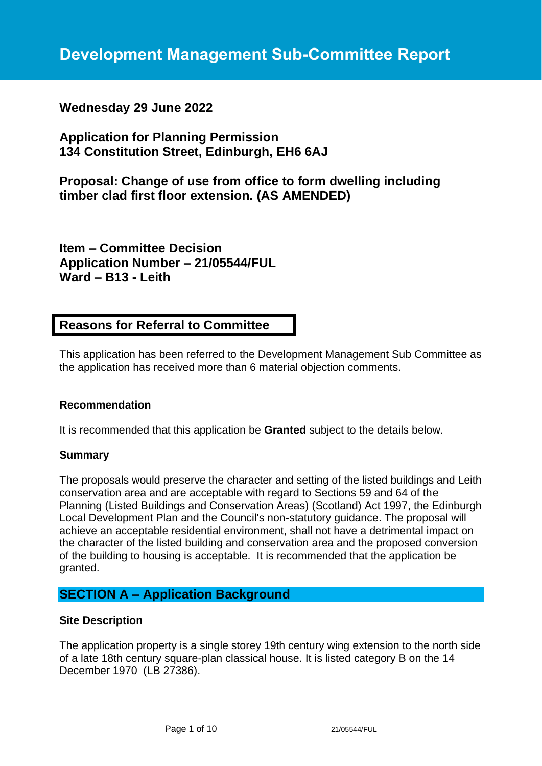# Development Management Sub-Committee Report

**Wednesday 29 June 2022**

**Application for Planning Permission**
**134 Constitution Street, Edinburgh, EH6 6AJ**

**Proposal: Change of use from office to form dwelling including timber clad first floor extension. (AS AMENDED)**

**Item – Committee Decision**
**Application Number – 21/05544/FUL**
**Ward – B13 - Leith**

## Reasons for Referral to Committee

This application has been referred to the Development Management Sub Committee as the application has received more than 6 material objection comments.

### Recommendation

It is recommended that this application be **Granted** subject to the details below.

### Summary

The proposals would preserve the character and setting of the listed buildings and Leith conservation area and are acceptable with regard to Sections 59 and 64 of the Planning (Listed Buildings and Conservation Areas) (Scotland) Act 1997, the Edinburgh Local Development Plan and the Council's non-statutory guidance. The proposal will achieve an acceptable residential environment, shall not have a detrimental impact on the character of the listed building and conservation area and the proposed conversion of the building to housing is acceptable. It is recommended that the application be granted.

## SECTION A – Application Background

### Site Description

The application property is a single storey 19th century wing extension to the north side of a late 18th century square-plan classical house. It is listed category B on the 14 December 1970 (LB 27386).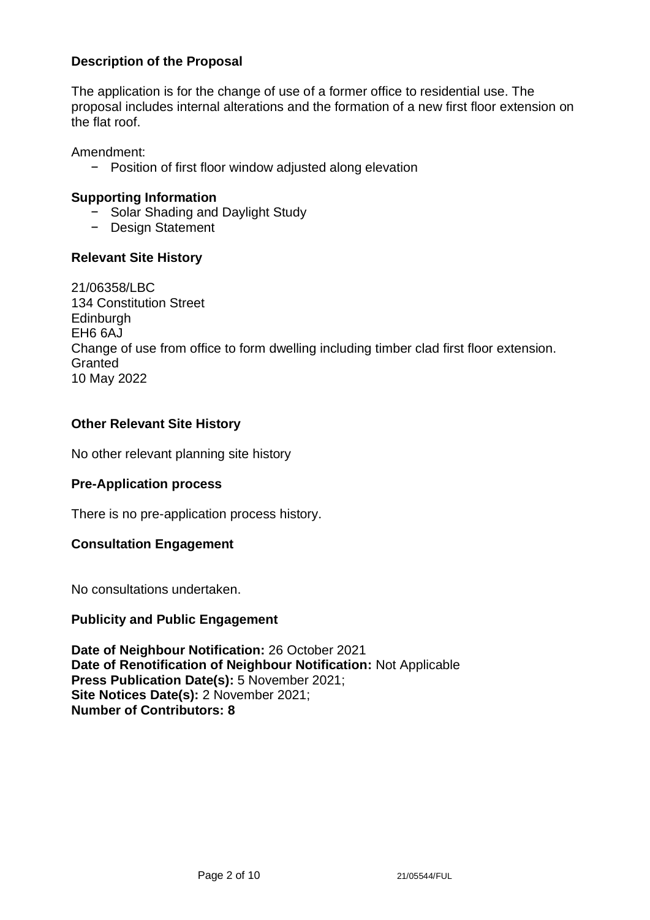### Description of the Proposal

The application is for the change of use of a former office to residential use. The proposal includes internal alterations and the formation of a new first floor extension on the flat roof.

Amendment:

- Position of first floor window adjusted along elevation

### Supporting Information

- Solar Shading and Daylight Study
- Design Statement

### Relevant Site History

21/06358/LBC
134 Constitution Street
Edinburgh
EH6 6AJ
Change of use from office to form dwelling including timber clad first floor extension.
Granted
10 May 2022

### Other Relevant Site History

No other relevant planning site history

### Pre-Application process

There is no pre-application process history.

### Consultation Engagement

No consultations undertaken.

### Publicity and Public Engagement

**Date of Neighbour Notification:** 26 October 2021
**Date of Renotification of Neighbour Notification:** Not Applicable
**Press Publication Date(s):** 5 November 2021;
**Site Notices Date(s):** 2 November 2021;
**Number of Contributors: 8**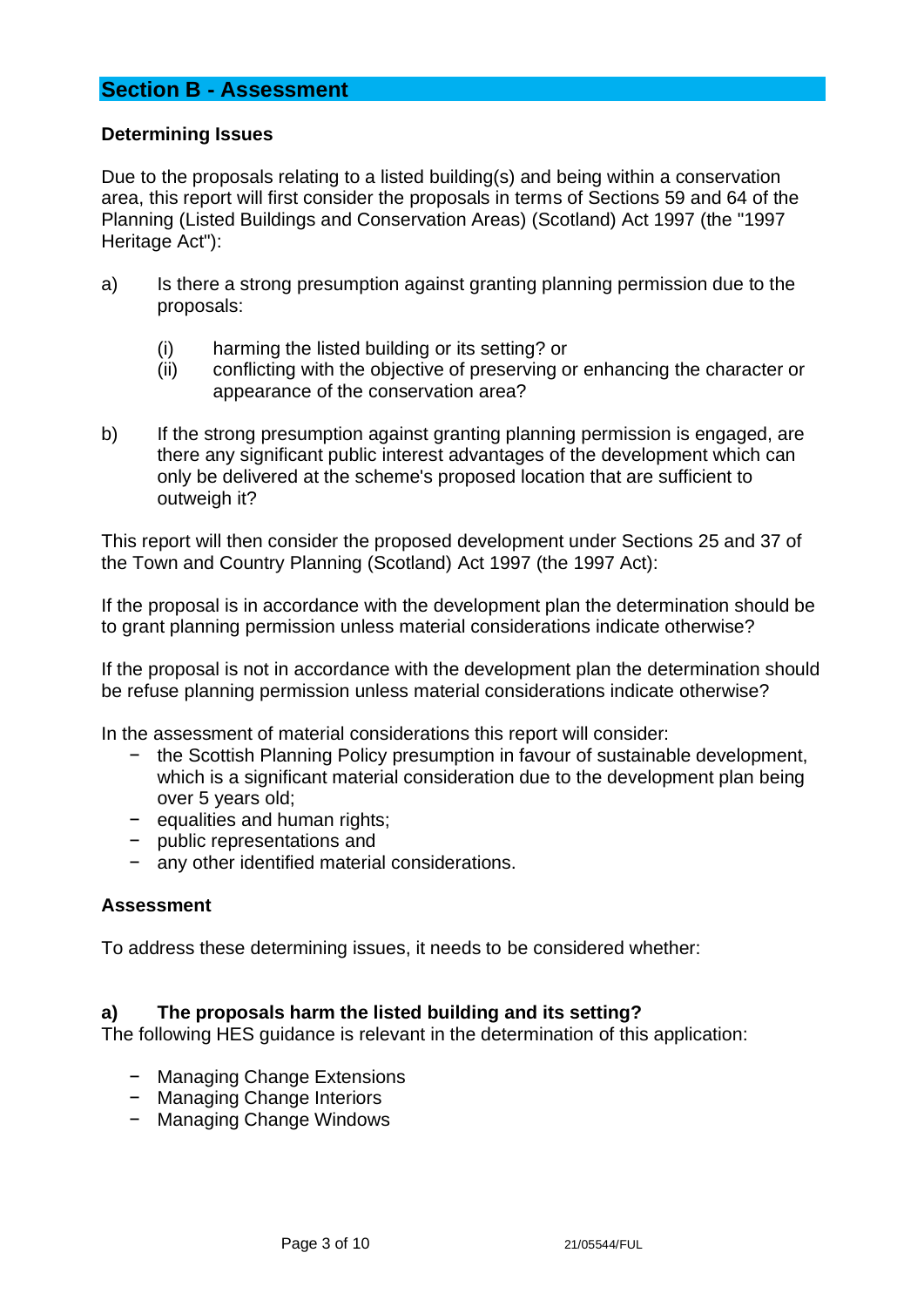## Section B - Assessment

**Determining Issues**

Due to the proposals relating to a listed building(s) and being within a conservation area, this report will first consider the proposals in terms of Sections 59 and 64 of the Planning (Listed Buildings and Conservation Areas) (Scotland) Act 1997 (the "1997 Heritage Act"):

a) Is there a strong presumption against granting planning permission due to the proposals:

   (i) harming the listed building or its setting? or
   (ii) conflicting with the objective of preserving or enhancing the character or appearance of the conservation area?

b) If the strong presumption against granting planning permission is engaged, are there any significant public interest advantages of the development which can only be delivered at the scheme's proposed location that are sufficient to outweigh it?

This report will then consider the proposed development under Sections 25 and 37 of the Town and Country Planning (Scotland) Act 1997 (the 1997 Act):

If the proposal is in accordance with the development plan the determination should be to grant planning permission unless material considerations indicate otherwise?

If the proposal is not in accordance with the development plan the determination should be refuse planning permission unless material considerations indicate otherwise?

In the assessment of material considerations this report will consider:

- the Scottish Planning Policy presumption in favour of sustainable development, which is a significant material consideration due to the development plan being over 5 years old;
- equalities and human rights;
- public representations and
- any other identified material considerations.

**Assessment**

To address these determining issues, it needs to be considered whether:

**a) The proposals harm the listed building and its setting?**

The following HES guidance is relevant in the determination of this application:

- Managing Change Extensions
- Managing Change Interiors
- Managing Change Windows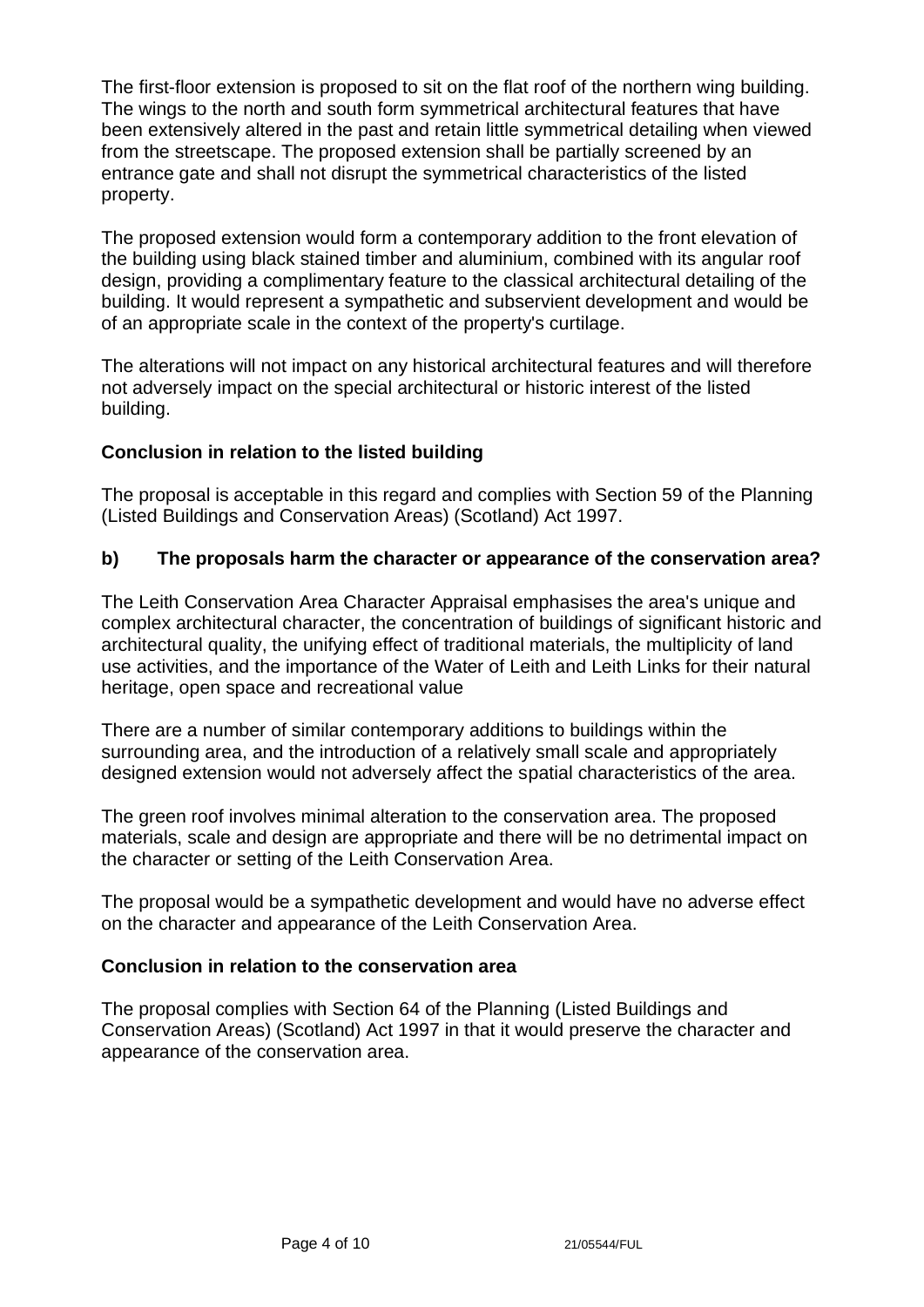The first-floor extension is proposed to sit on the flat roof of the northern wing building. The wings to the north and south form symmetrical architectural features that have been extensively altered in the past and retain little symmetrical detailing when viewed from the streetscape. The proposed extension shall be partially screened by an entrance gate and shall not disrupt the symmetrical characteristics of the listed property.

The proposed extension would form a contemporary addition to the front elevation of the building using black stained timber and aluminium, combined with its angular roof design, providing a complimentary feature to the classical architectural detailing of the building. It would represent a sympathetic and subservient development and would be of an appropriate scale in the context of the property's curtilage.

The alterations will not impact on any historical architectural features and will therefore not adversely impact on the special architectural or historic interest of the listed building.

**Conclusion in relation to the listed building**

The proposal is acceptable in this regard and complies with Section 59 of the Planning (Listed Buildings and Conservation Areas) (Scotland) Act 1997.

**b) The proposals harm the character or appearance of the conservation area?**

The Leith Conservation Area Character Appraisal emphasises the area's unique and complex architectural character, the concentration of buildings of significant historic and architectural quality, the unifying effect of traditional materials, the multiplicity of land use activities, and the importance of the Water of Leith and Leith Links for their natural heritage, open space and recreational value

There are a number of similar contemporary additions to buildings within the surrounding area, and the introduction of a relatively small scale and appropriately designed extension would not adversely affect the spatial characteristics of the area.

The green roof involves minimal alteration to the conservation area. The proposed materials, scale and design are appropriate and there will be no detrimental impact on the character or setting of the Leith Conservation Area.

The proposal would be a sympathetic development and would have no adverse effect on the character and appearance of the Leith Conservation Area.

**Conclusion in relation to the conservation area**

The proposal complies with Section 64 of the Planning (Listed Buildings and Conservation Areas) (Scotland) Act 1997 in that it would preserve the character and appearance of the conservation area.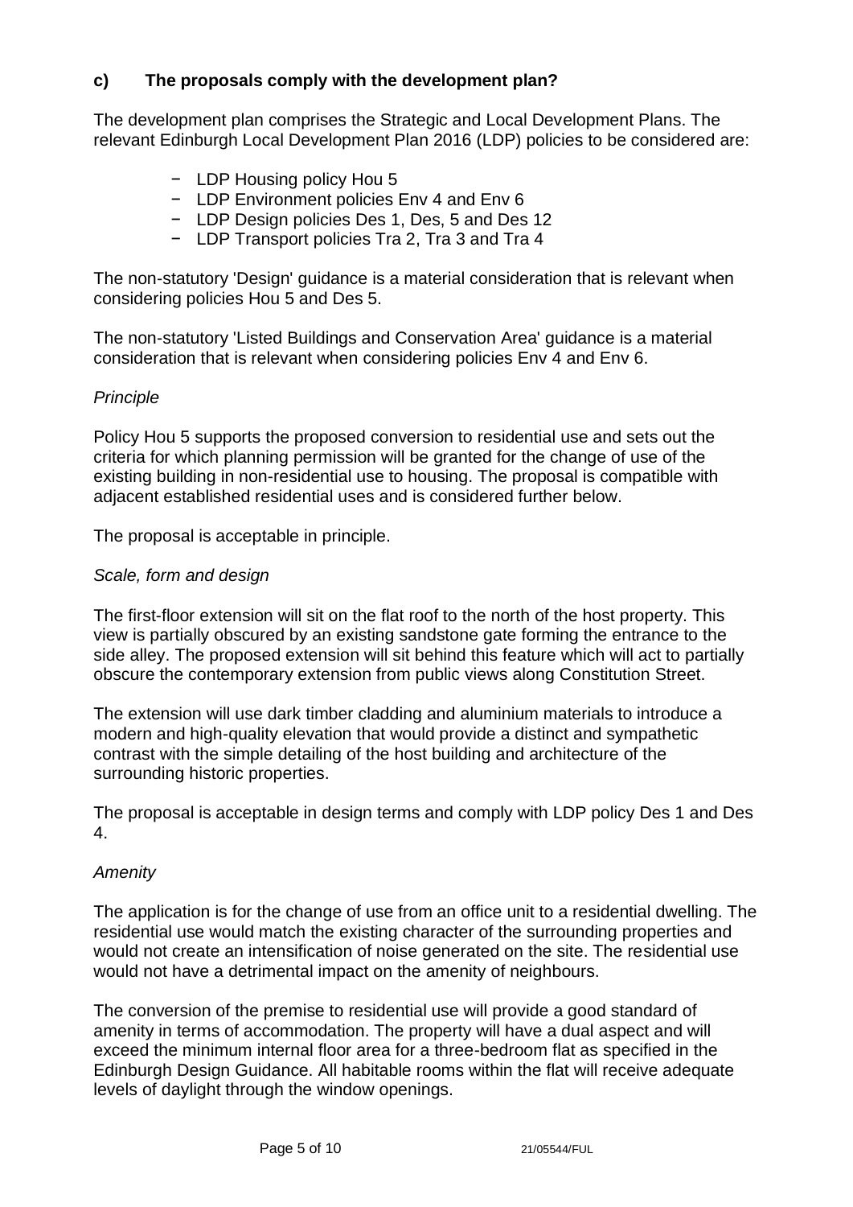### c) The proposals comply with the development plan?

The development plan comprises the Strategic and Local Development Plans. The relevant Edinburgh Local Development Plan 2016 (LDP) policies to be considered are:

- LDP Housing policy Hou 5
- LDP Environment policies Env 4 and Env 6
- LDP Design policies Des 1, Des, 5 and Des 12
- LDP Transport policies Tra 2, Tra 3 and Tra 4

The non-statutory 'Design' guidance is a material consideration that is relevant when considering policies Hou 5 and Des 5.

The non-statutory 'Listed Buildings and Conservation Area' guidance is a material consideration that is relevant when considering policies Env 4 and Env 6.

*Principle*

Policy Hou 5 supports the proposed conversion to residential use and sets out the criteria for which planning permission will be granted for the change of use of the existing building in non-residential use to housing. The proposal is compatible with adjacent established residential uses and is considered further below.

The proposal is acceptable in principle.

*Scale, form and design*

The first-floor extension will sit on the flat roof to the north of the host property. This view is partially obscured by an existing sandstone gate forming the entrance to the side alley. The proposed extension will sit behind this feature which will act to partially obscure the contemporary extension from public views along Constitution Street.

The extension will use dark timber cladding and aluminium materials to introduce a modern and high-quality elevation that would provide a distinct and sympathetic contrast with the simple detailing of the host building and architecture of the surrounding historic properties.

The proposal is acceptable in design terms and comply with LDP policy Des 1 and Des 4.

*Amenity*

The application is for the change of use from an office unit to a residential dwelling. The residential use would match the existing character of the surrounding properties and would not create an intensification of noise generated on the site. The residential use would not have a detrimental impact on the amenity of neighbours.

The conversion of the premise to residential use will provide a good standard of amenity in terms of accommodation. The property will have a dual aspect and will exceed the minimum internal floor area for a three-bedroom flat as specified in the Edinburgh Design Guidance. All habitable rooms within the flat will receive adequate levels of daylight through the window openings.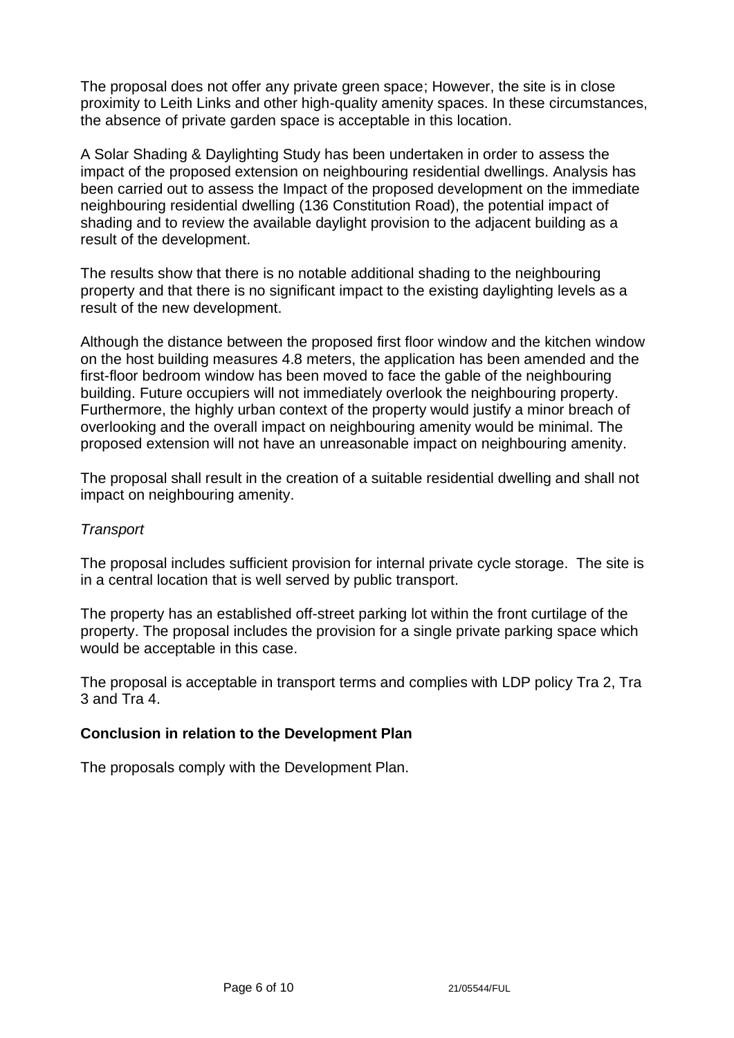The proposal does not offer any private green space; However, the site is in close proximity to Leith Links and other high-quality amenity spaces. In these circumstances, the absence of private garden space is acceptable in this location.

A Solar Shading & Daylighting Study has been undertaken in order to assess the impact of the proposed extension on neighbouring residential dwellings. Analysis has been carried out to assess the Impact of the proposed development on the immediate neighbouring residential dwelling (136 Constitution Road), the potential impact of shading and to review the available daylight provision to the adjacent building as a result of the development.

The results show that there is no notable additional shading to the neighbouring property and that there is no significant impact to the existing daylighting levels as a result of the new development.

Although the distance between the proposed first floor window and the kitchen window on the host building measures 4.8 meters, the application has been amended and the first-floor bedroom window has been moved to face the gable of the neighbouring building. Future occupiers will not immediately overlook the neighbouring property. Furthermore, the highly urban context of the property would justify a minor breach of overlooking and the overall impact on neighbouring amenity would be minimal. The proposed extension will not have an unreasonable impact on neighbouring amenity.

The proposal shall result in the creation of a suitable residential dwelling and shall not impact on neighbouring amenity.

*Transport*

The proposal includes sufficient provision for internal private cycle storage. The site is in a central location that is well served by public transport.

The property has an established off-street parking lot within the front curtilage of the property. The proposal includes the provision for a single private parking space which would be acceptable in this case.

The proposal is acceptable in transport terms and complies with LDP policy Tra 2, Tra 3 and Tra 4.

**Conclusion in relation to the Development Plan**

The proposals comply with the Development Plan.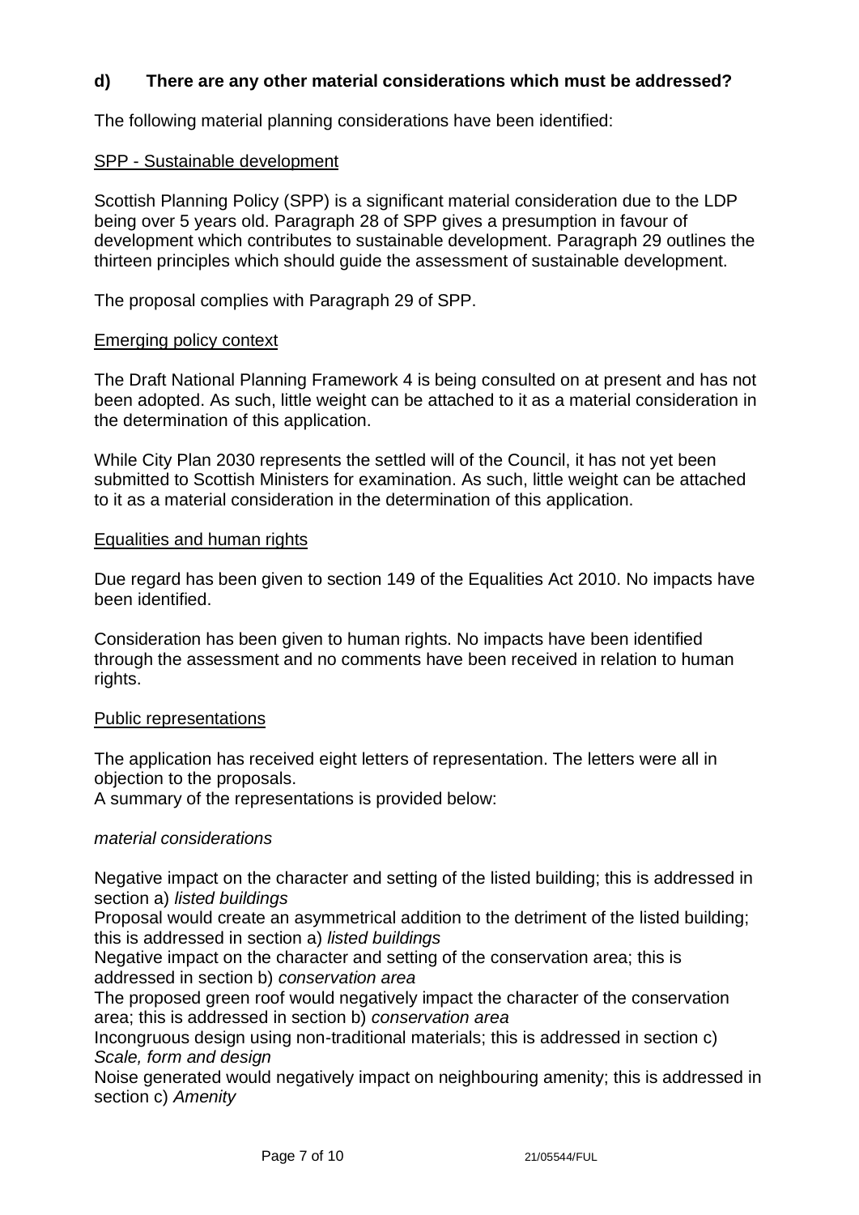### d) There are any other material considerations which must be addressed?

The following material planning considerations have been identified:

#### SPP - Sustainable development

Scottish Planning Policy (SPP) is a significant material consideration due to the LDP being over 5 years old. Paragraph 28 of SPP gives a presumption in favour of development which contributes to sustainable development. Paragraph 29 outlines the thirteen principles which should guide the assessment of sustainable development.

The proposal complies with Paragraph 29 of SPP.

#### Emerging policy context

The Draft National Planning Framework 4 is being consulted on at present and has not been adopted. As such, little weight can be attached to it as a material consideration in the determination of this application.

While City Plan 2030 represents the settled will of the Council, it has not yet been submitted to Scottish Ministers for examination. As such, little weight can be attached to it as a material consideration in the determination of this application.

#### Equalities and human rights

Due regard has been given to section 149 of the Equalities Act 2010. No impacts have been identified.

Consideration has been given to human rights. No impacts have been identified through the assessment and no comments have been received in relation to human rights.

#### Public representations

The application has received eight letters of representation. The letters were all in objection to the proposals.
A summary of the representations is provided below:

*material considerations*

Negative impact on the character and setting of the listed building; this is addressed in section a) *listed buildings*
Proposal would create an asymmetrical addition to the detriment of the listed building; this is addressed in section a) *listed buildings*
Negative impact on the character and setting of the conservation area; this is addressed in section b) *conservation area*
The proposed green roof would negatively impact the character of the conservation area; this is addressed in section b) *conservation area*
Incongruous design using non-traditional materials; this is addressed in section c) *Scale, form and design*
Noise generated would negatively impact on neighbouring amenity; this is addressed in section c) *Amenity*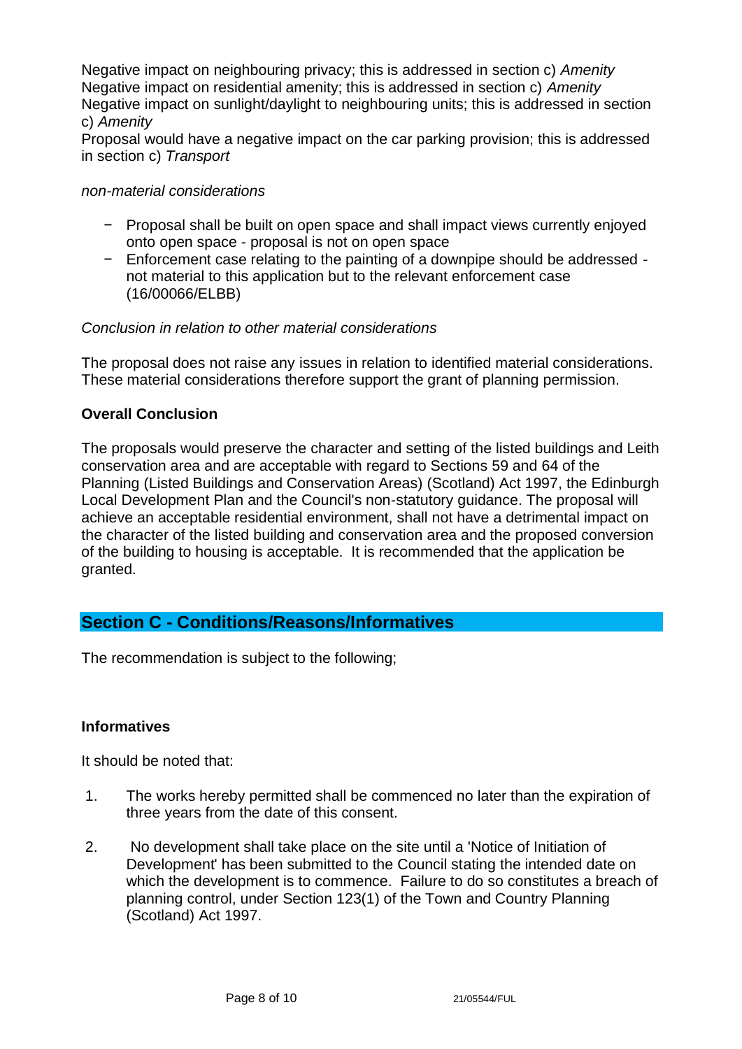Negative impact on neighbouring privacy; this is addressed in section c) *Amenity*
Negative impact on residential amenity; this is addressed in section c) *Amenity*
Negative impact on sunlight/daylight to neighbouring units; this is addressed in section c) *Amenity*
Proposal would have a negative impact on the car parking provision; this is addressed in section c) *Transport*

*non-material considerations*

- Proposal shall be built on open space and shall impact views currently enjoyed onto open space - proposal is not on open space
- Enforcement case relating to the painting of a downpipe should be addressed - not material to this application but to the relevant enforcement case (16/00066/ELBB)

*Conclusion in relation to other material considerations*

The proposal does not raise any issues in relation to identified material considerations. These material considerations therefore support the grant of planning permission.

**Overall Conclusion**

The proposals would preserve the character and setting of the listed buildings and Leith conservation area and are acceptable with regard to Sections 59 and 64 of the Planning (Listed Buildings and Conservation Areas) (Scotland) Act 1997, the Edinburgh Local Development Plan and the Council's non-statutory guidance. The proposal will achieve an acceptable residential environment, shall not have a detrimental impact on the character of the listed building and conservation area and the proposed conversion of the building to housing is acceptable. It is recommended that the application be granted.

## Section C - Conditions/Reasons/Informatives

The recommendation is subject to the following;

**Informatives**

It should be noted that:

1. The works hereby permitted shall be commenced no later than the expiration of three years from the date of this consent.

2. No development shall take place on the site until a 'Notice of Initiation of Development' has been submitted to the Council stating the intended date on which the development is to commence. Failure to do so constitutes a breach of planning control, under Section 123(1) of the Town and Country Planning (Scotland) Act 1997.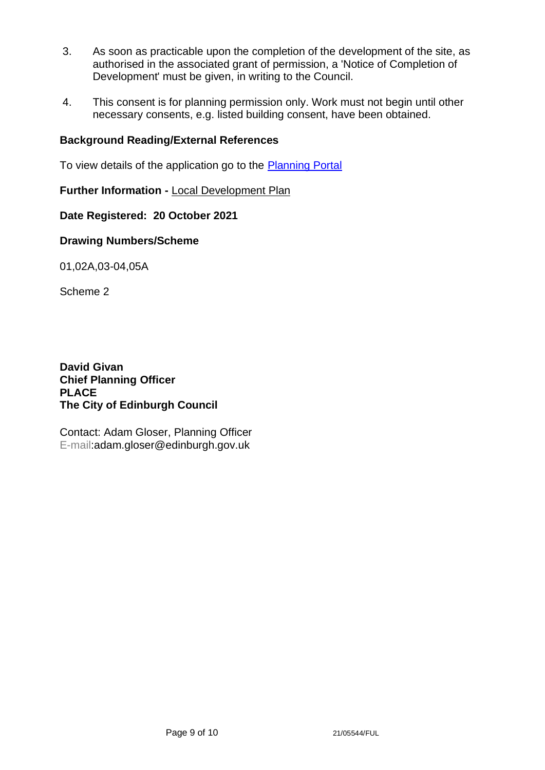3. As soon as practicable upon the completion of the development of the site, as authorised in the associated grant of permission, a 'Notice of Completion of Development' must be given, in writing to the Council.

4. This consent is for planning permission only. Work must not begin until other necessary consents, e.g. listed building consent, have been obtained.

**Background Reading/External References**

To view details of the application go to the Planning Portal

**Further Information -** Local Development Plan

**Date Registered: 20 October 2021**

**Drawing Numbers/Scheme**

01,02A,03-04,05A

Scheme 2

**David Givan**
**Chief Planning Officer**
**PLACE**
**The City of Edinburgh Council**

Contact: Adam Gloser, Planning Officer
E-mail:adam.gloser@edinburgh.gov.uk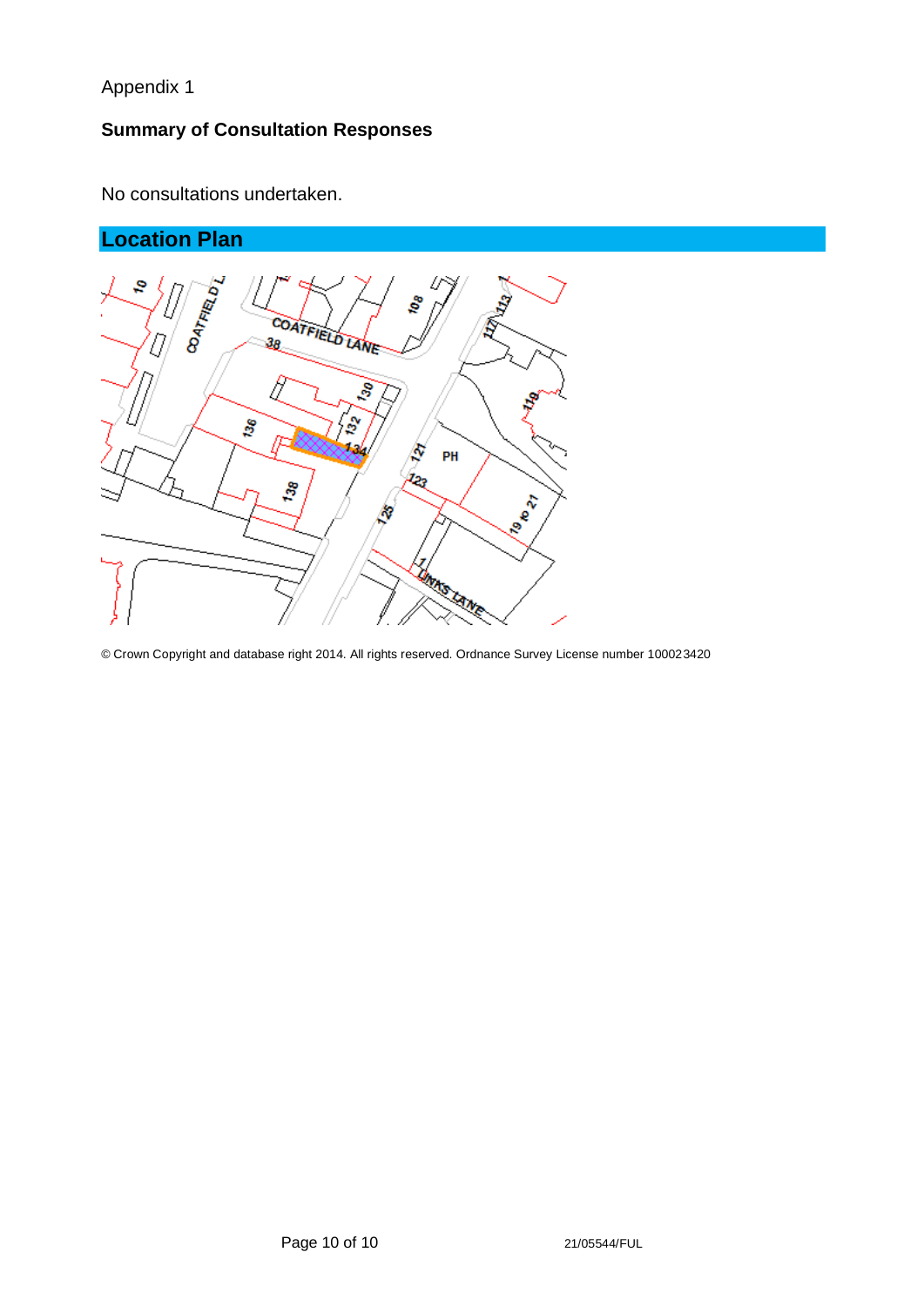Appendix 1

**Summary of Consultation Responses**

No consultations undertaken.

## Location Plan

© Crown Copyright and database right 2014. All rights reserved. Ordnance Survey License number 100023420

21/05544/FUL